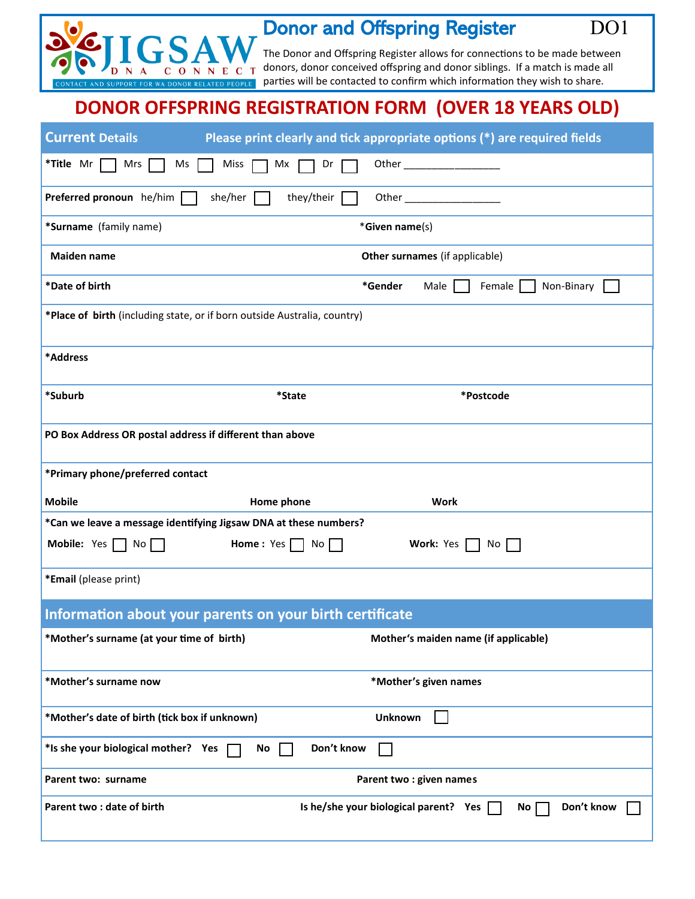JIGSAW DNA CONNECT
CONTACT AND SUPPORT FOR WA DONOR RELATED PEOPLE

# Donor and Offspring Register

DO1

The Donor and Offspring Register allows for connections to be made between donors, donor conceived offspring and donor siblings. If a match is made all parties will be contacted to confirm which information they wish to share.

## DONOR OFFSPRING REGISTRATION FORM (OVER 18 YEARS OLD)

### Current Details

Please print clearly and tick appropriate options (*) are required fields

**\*Title** Mr ☐ Mrs ☐ Ms ☐ Miss ☐ Mx ☐ Dr ☐ Other ________________

**Preferred pronoun** he/him ☐ she/her ☐ they/their ☐ Other ________________

**\*Surname** (family name)

**\*Given name**(s)

**Maiden name**

**Other surnames** (if applicable)

**\*Date of birth**

**\*Gender** Male ☐ Female ☐ Non-Binary ☐

**\*Place of birth** (including state, or if born outside Australia, country)

**\*Address**

**\*Suburb**

**\*State**

**\*Postcode**

**PO Box Address OR postal address if different than above**

**\*Primary phone/preferred contact**

**Mobile**

**Home phone**

**Work**

**\*Can we leave a message identifying Jigsaw DNA at these numbers?**

**Mobile:** Yes ☐ No ☐ **Home :** Yes ☐ No ☐ **Work:** Yes ☐ No ☐

**\*Email** (please print)

### Information about your parents on your birth certificate

**\*Mother's surname (at your time of birth)**

**Mother's maiden name (if applicable)**

**\*Mother's surname now**

**\*Mother's given names**

**\*Mother's date of birth (tick box if unknown)** Unknown ☐

**\*Is she your biological mother?** Yes ☐ No ☐ Don't know ☐

**Parent two: surname**

**Parent two : given names**

**Parent two : date of birth**

**Is he/she your biological parent?** Yes ☐ No ☐ Don't know ☐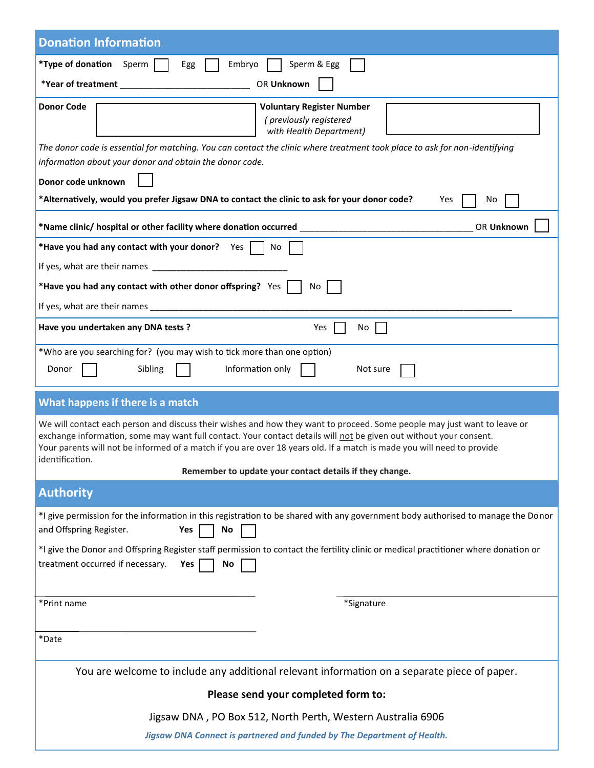## Donation Information

**\*Type of donation** Sperm ☐ Egg ☐ Embryo ☐ Sperm & Egg ☐

**\*Year of treatment** __________________________ OR **Unknown** ☐

**Donor Code** ☐ **Voluntary Register Number** *( previously registered with Health Department)* ☐

*The donor code is essential for matching. You can contact the clinic where treatment took place to ask for non-identifying information about your donor and obtain the donor code.*

**Donor code unknown** ☐

**\*Alternatively, would you prefer Jigsaw DNA to contact the clinic to ask for your donor code?** Yes ☐ No ☐

**\*Name clinic/ hospital or other facility where donation occurred** ___________________________________ OR **Unknown** ☐

**\*Have you had any contact with your donor?** Yes ☐ No ☐

If yes, what are their names ____________________________

**\*Have you had any contact with other donor offspring?** Yes ☐ No ☐

If yes, what are their names ________________________________________________________________________________

**Have you undertaken any DNA tests ?** Yes ☐ No ☐

\*Who are you searching for? (you may wish to tick more than one option)

Donor ☐ Sibling ☐ Information only ☐ Not sure ☐

## What happens if there is a match

We will contact each person and discuss their wishes and how they want to proceed. Some people may just want to leave or exchange information, some may want full contact. Your contact details will not be given out without your consent. Your parents will not be informed of a match if you are over 18 years old. If a match is made you will need to provide identification.

**Remember to update your contact details if they change.**

## Authority

\*I give permission for the information in this registration to be shared with any government body authorised to manage the Donor and Offspring Register. **Yes** ☐ **No** ☐

\*I give the Donor and Offspring Register staff permission to contact the fertility clinic or medical practitioner where donation or treatment occurred if necessary. **Yes** ☐ **No** ☐

\*Print name ______________________________ \*Signature ______________________________

\*Date ______________________________

You are welcome to include any additional relevant information on a separate piece of paper.

**Please send your completed form to:**

Jigsaw DNA , PO Box 512, North Perth, Western Australia 6906

***Jigsaw DNA Connect is partnered and funded by The Department of Health.***